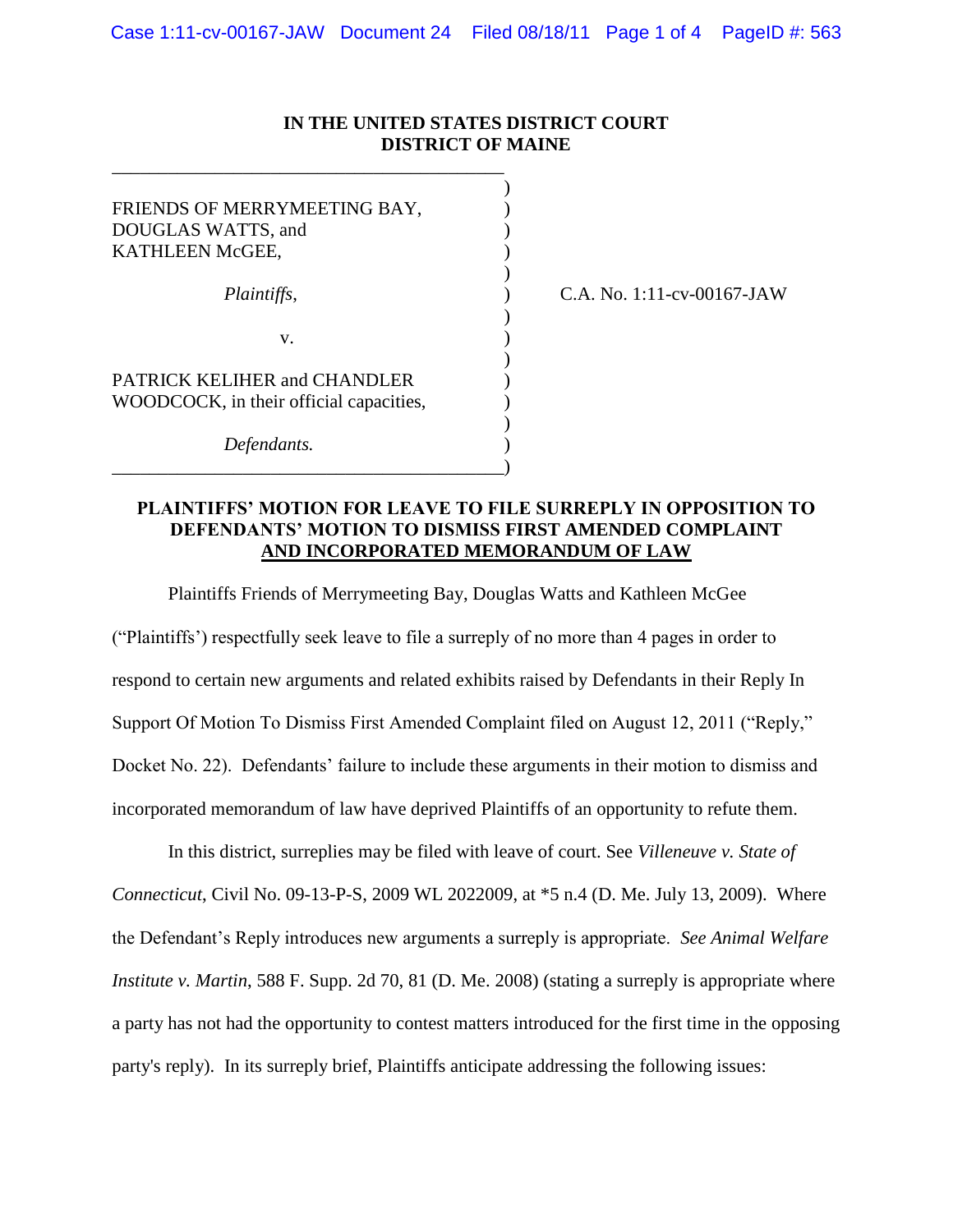**IN THE UNITED STATES DISTRICT COURT**
**DISTRICT OF MAINE**

| | |
|---|---|
| FRIENDS OF MERRYMEETING BAY, DOUGLAS WATTS, and KATHLEEN McGEE, | |
| *Plaintiffs*, | C.A. No. 1:11-cv-00167-JAW |
| v. | |
| PATRICK KELIHER and CHANDLER WOODCOCK, in their official capacities, | |
| *Defendants.* | |

**PLAINTIFFS' MOTION FOR LEAVE TO FILE SURREPLY IN OPPOSITION TO DEFENDANTS' MOTION TO DISMISS FIRST AMENDED COMPLAINT AND INCORPORATED MEMORANDUM OF LAW**

Plaintiffs Friends of Merrymeeting Bay, Douglas Watts and Kathleen McGee ("Plaintiffs') respectfully seek leave to file a surreply of no more than 4 pages in order to respond to certain new arguments and related exhibits raised by Defendants in their Reply In Support Of Motion To Dismiss First Amended Complaint filed on August 12, 2011 ("Reply," Docket No. 22). Defendants' failure to include these arguments in their motion to dismiss and incorporated memorandum of law have deprived Plaintiffs of an opportunity to refute them.

In this district, surreplies may be filed with leave of court. See *Villeneuve v. State of Connecticut*, Civil No. 09-13-P-S, 2009 WL 2022009, at *5 n.4 (D. Me. July 13, 2009). Where the Defendant's Reply introduces new arguments a surreply is appropriate. *See Animal Welfare Institute v. Martin*, 588 F. Supp. 2d 70, 81 (D. Me. 2008) (stating a surreply is appropriate where a party has not had the opportunity to contest matters introduced for the first time in the opposing party's reply). In its surreply brief, Plaintiffs anticipate addressing the following issues: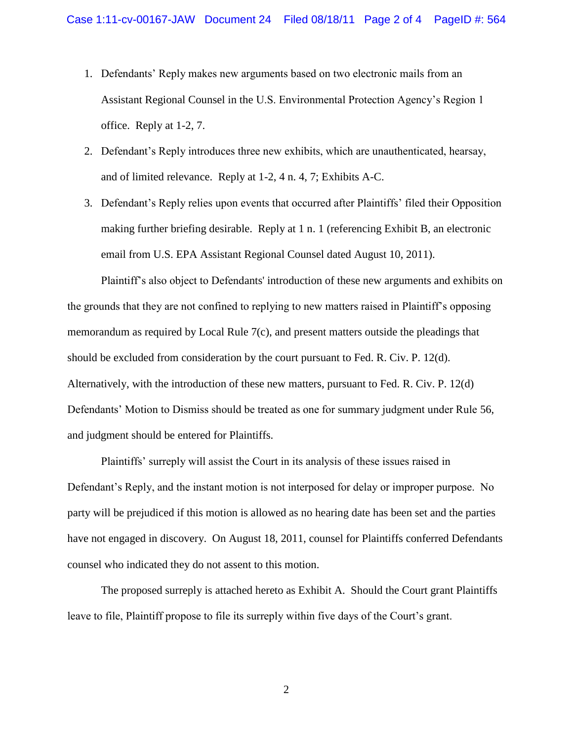1. Defendants' Reply makes new arguments based on two electronic mails from an Assistant Regional Counsel in the U.S. Environmental Protection Agency's Region 1 office. Reply at 1-2, 7.
2. Defendant's Reply introduces three new exhibits, which are unauthenticated, hearsay, and of limited relevance. Reply at 1-2, 4 n. 4, 7; Exhibits A-C.
3. Defendant's Reply relies upon events that occurred after Plaintiffs' filed their Opposition making further briefing desirable. Reply at 1 n. 1 (referencing Exhibit B, an electronic email from U.S. EPA Assistant Regional Counsel dated August 10, 2011).

Plaintiff's also object to Defendants' introduction of these new arguments and exhibits on the grounds that they are not confined to replying to new matters raised in Plaintiff's opposing memorandum as required by Local Rule 7(c), and present matters outside the pleadings that should be excluded from consideration by the court pursuant to Fed. R. Civ. P. 12(d). Alternatively, with the introduction of these new matters, pursuant to Fed. R. Civ. P. 12(d) Defendants' Motion to Dismiss should be treated as one for summary judgment under Rule 56, and judgment should be entered for Plaintiffs.

Plaintiffs' surreply will assist the Court in its analysis of these issues raised in Defendant's Reply, and the instant motion is not interposed for delay or improper purpose. No party will be prejudiced if this motion is allowed as no hearing date has been set and the parties have not engaged in discovery. On August 18, 2011, counsel for Plaintiffs conferred Defendants counsel who indicated they do not assent to this motion.

The proposed surreply is attached hereto as Exhibit A. Should the Court grant Plaintiffs leave to file, Plaintiff propose to file its surreply within five days of the Court's grant.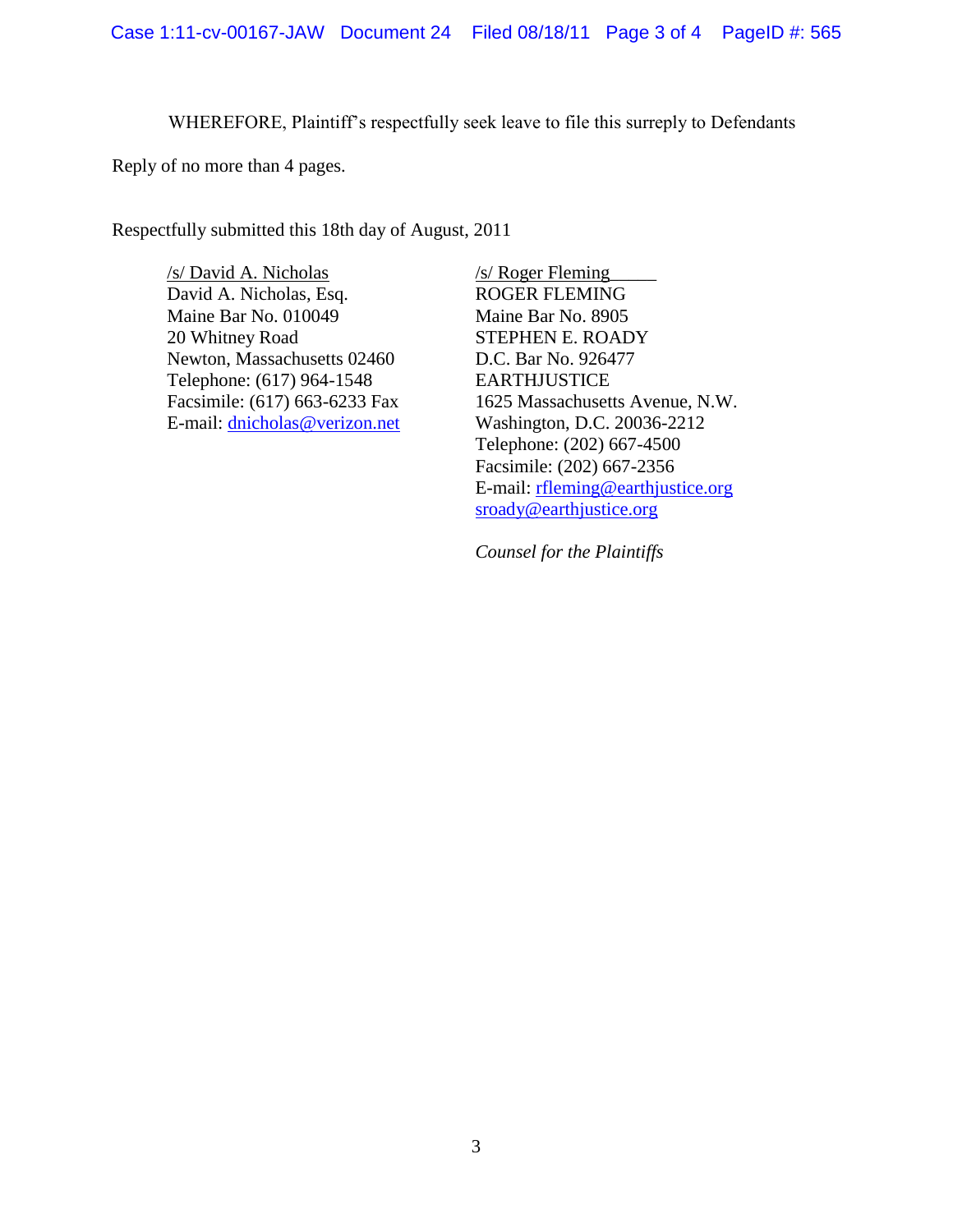WHEREFORE, Plaintiff's respectfully seek leave to file this surreply to Defendants Reply of no more than 4 pages.

Respectfully submitted this 18th day of August, 2011

/s/ David A. Nicholas
David A. Nicholas, Esq.
Maine Bar No. 010049
20 Whitney Road
Newton, Massachusetts 02460
Telephone: (617) 964-1548
Facsimile: (617) 663-6233 Fax
E-mail: dnicholas@verizon.net

/s/ Roger Fleming
ROGER FLEMING
Maine Bar No. 8905
STEPHEN E. ROADY
D.C. Bar No. 926477
EARTHJUSTICE
1625 Massachusetts Avenue, N.W.
Washington, D.C. 20036-2212
Telephone: (202) 667-4500
Facsimile: (202) 667-2356
E-mail: rfleming@earthjustice.org
sroady@earthjustice.org

*Counsel for the Plaintiffs*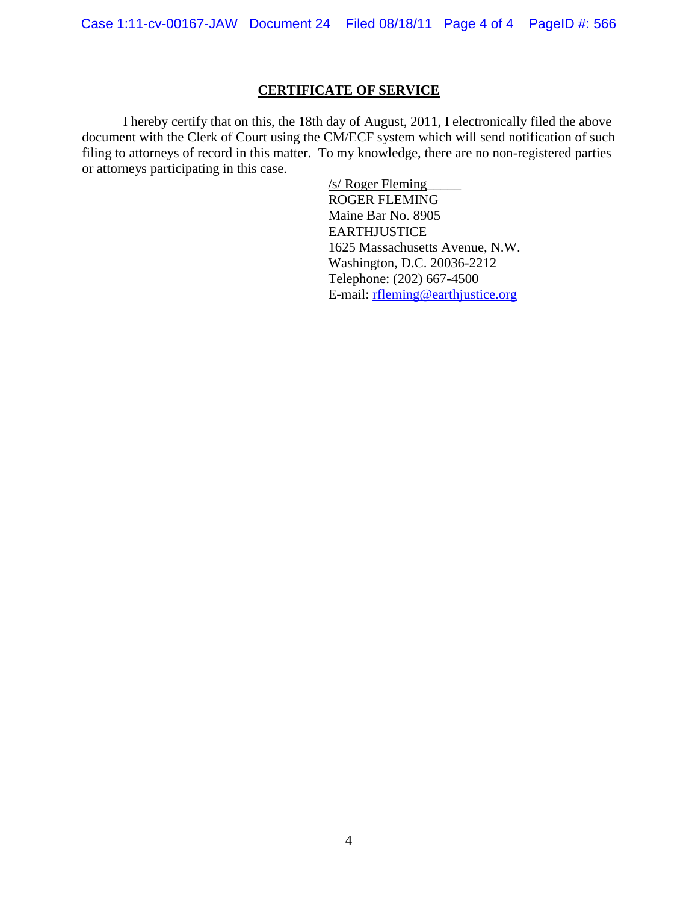**CERTIFICATE OF SERVICE**

I hereby certify that on this, the 18th day of August, 2011, I electronically filed the above document with the Clerk of Court using the CM/ECF system which will send notification of such filing to attorneys of record in this matter. To my knowledge, there are no non-registered parties or attorneys participating in this case.

/s/ Roger Fleming_____
ROGER FLEMING
Maine Bar No. 8905
EARTHJUSTICE
1625 Massachusetts Avenue, N.W.
Washington, D.C. 20036-2212
Telephone: (202) 667-4500
E-mail: rfleming@earthjustice.org